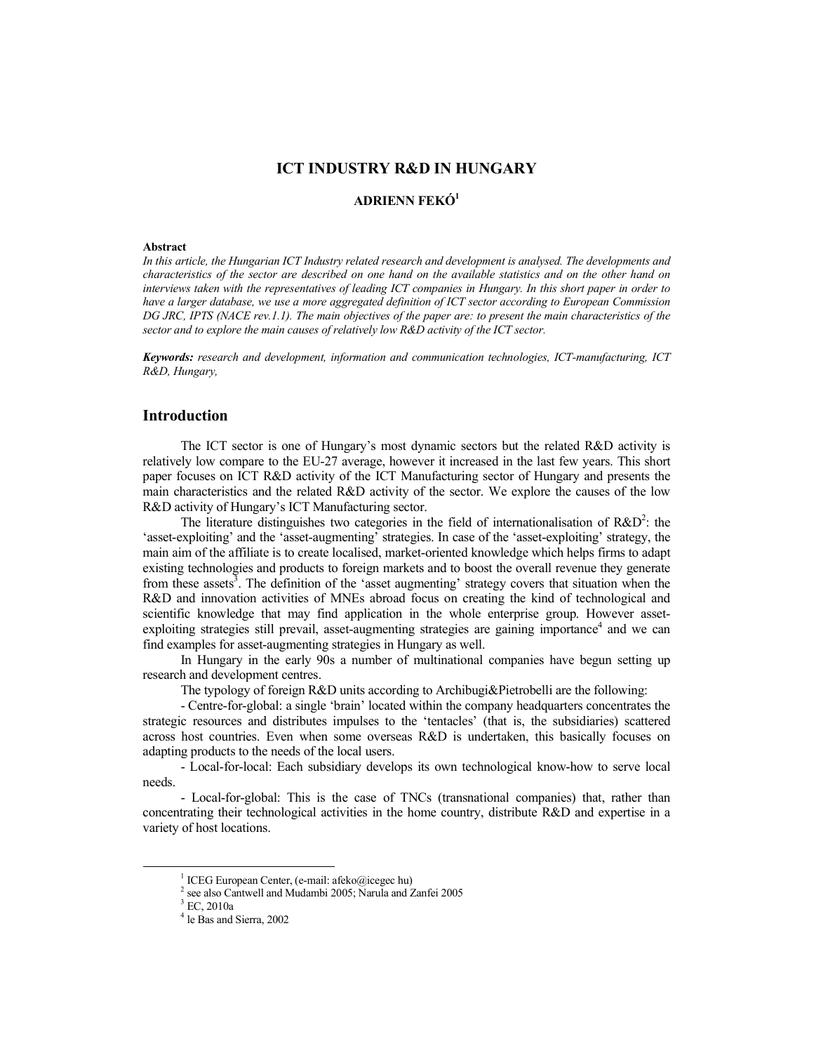# ICT INDUSTRY R&D IN HUNGARY

**ADRIENN FEKÓ[1]**

**Abstract**

*In this article, the Hungarian ICT Industry related research and development is analysed. The developments and characteristics of the sector are described on one hand on the available statistics and on the other hand on interviews taken with the representatives of leading ICT companies in Hungary. In this short paper in order to have a larger database, we use a more aggregated definition of ICT sector according to European Commission DG JRC, IPTS (NACE rev.1.1). The main objectives of the paper are: to present the main characteristics of the sector and to explore the main causes of relatively low R&D activity of the ICT sector.*

***Keywords:** research and development, information and communication technologies, ICT-manufacturing, ICT R&D, Hungary,*

## Introduction

The ICT sector is one of Hungary's most dynamic sectors but the related R&D activity is relatively low compare to the EU-27 average, however it increased in the last few years. This short paper focuses on ICT R&D activity of the ICT Manufacturing sector of Hungary and presents the main characteristics and the related R&D activity of the sector. We explore the causes of the low R&D activity of Hungary's ICT Manufacturing sector.

The literature distinguishes two categories in the field of internationalisation of R&D[2]: the 'asset-exploiting' and the 'asset-augmenting' strategies. In case of the 'asset-exploiting' strategy, the main aim of the affiliate is to create localised, market-oriented knowledge which helps firms to adapt existing technologies and products to foreign markets and to boost the overall revenue they generate from these assets[3]. The definition of the 'asset augmenting' strategy covers that situation when the R&D and innovation activities of MNEs abroad focus on creating the kind of technological and scientific knowledge that may find application in the whole enterprise group. However asset-exploiting strategies still prevail, asset-augmenting strategies are gaining importance[4] and we can find examples for asset-augmenting strategies in Hungary as well.

In Hungary in the early 90s a number of multinational companies have begun setting up research and development centres.

The typology of foreign R&D units according to Archibugi&Pietrobelli are the following:

- Centre-for-global: a single 'brain' located within the company headquarters concentrates the strategic resources and distributes impulses to the 'tentacles' (that is, the subsidiaries) scattered across host countries. Even when some overseas R&D is undertaken, this basically focuses on adapting products to the needs of the local users.

- Local-for-local: Each subsidiary develops its own technological know-how to serve local needs.

- Local-for-global: This is the case of TNCs (transnational companies) that, rather than concentrating their technological activities in the home country, distribute R&D and expertise in a variety of host locations.

---

[1] ICEG European Center, (e-mail: afeko@icegec hu)

[2] see also Cantwell and Mudambi 2005; Narula and Zanfei 2005

[3] EC, 2010a

[4] le Bas and Sierra, 2002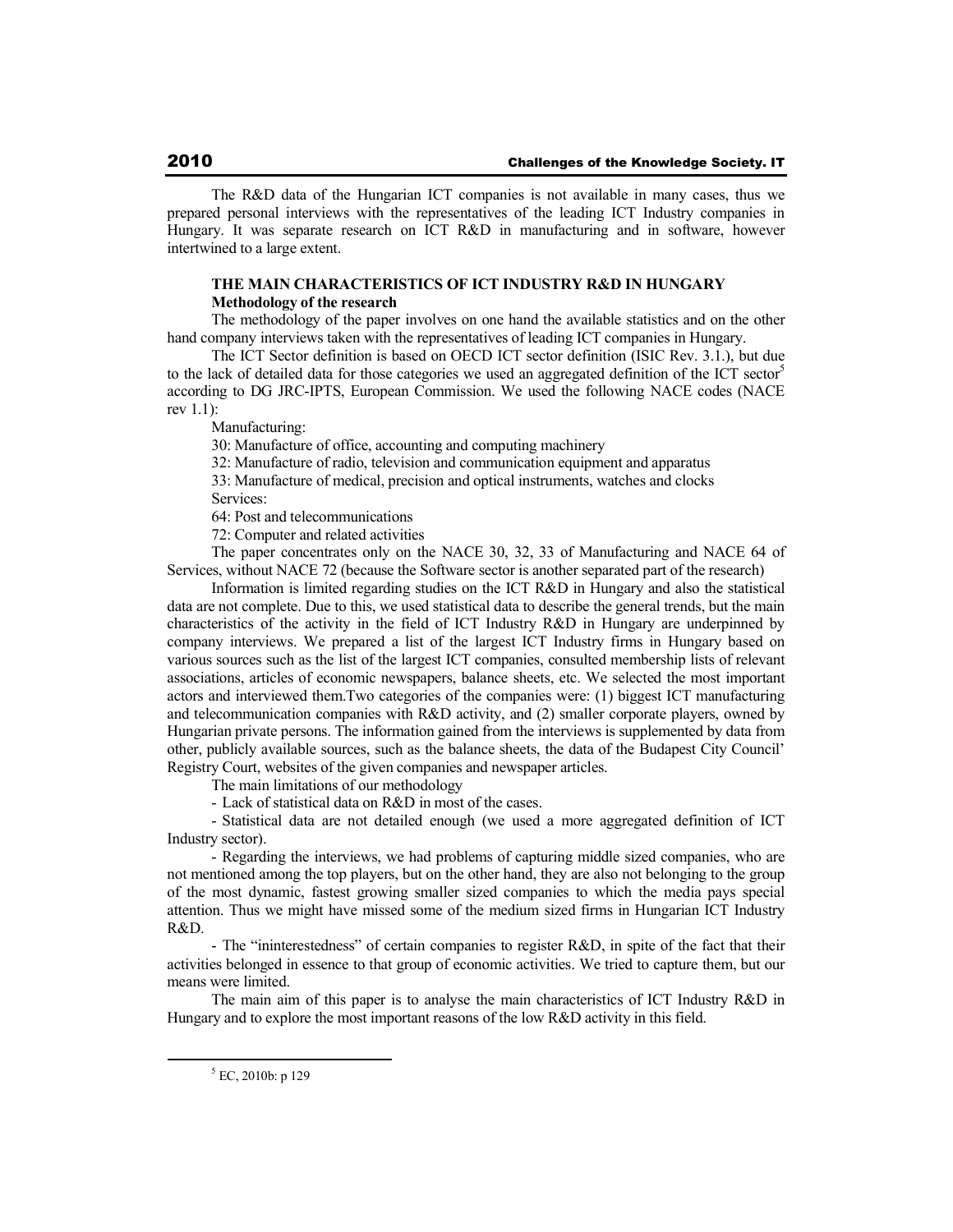The R&D data of the Hungarian ICT companies is not available in many cases, thus we prepared personal interviews with the representatives of the leading ICT Industry companies in Hungary. It was separate research on ICT R&D in manufacturing and in software, however intertwined to a large extent.

## THE MAIN CHARACTERISTICS OF ICT INDUSTRY R&D IN HUNGARY

### Methodology of the research

The methodology of the paper involves on one hand the available statistics and on the other hand company interviews taken with the representatives of leading ICT companies in Hungary.

The ICT Sector definition is based on OECD ICT sector definition (ISIC Rev. 3.1.), but due to the lack of detailed data for those categories we used an aggregated definition of the ICT sector[5] according to DG JRC-IPTS, European Commission. We used the following NACE codes (NACE rev 1.1):

Manufacturing:

30: Manufacture of office, accounting and computing machinery

32: Manufacture of radio, television and communication equipment and apparatus

33: Manufacture of medical, precision and optical instruments, watches and clocks

Services:

64: Post and telecommunications

72: Computer and related activities

The paper concentrates only on the NACE 30, 32, 33 of Manufacturing and NACE 64 of Services, without NACE 72 (because the Software sector is another separated part of the research)

Information is limited regarding studies on the ICT R&D in Hungary and also the statistical data are not complete. Due to this, we used statistical data to describe the general trends, but the main characteristics of the activity in the field of ICT Industry R&D in Hungary are underpinned by company interviews. We prepared a list of the largest ICT Industry firms in Hungary based on various sources such as the list of the largest ICT companies, consulted membership lists of relevant associations, articles of economic newspapers, balance sheets, etc. We selected the most important actors and interviewed them.Two categories of the companies were: (1) biggest ICT manufacturing and telecommunication companies with R&D activity, and (2) smaller corporate players, owned by Hungarian private persons. The information gained from the interviews is supplemented by data from other, publicly available sources, such as the balance sheets, the data of the Budapest City Council' Registry Court, websites of the given companies and newspaper articles.

The main limitations of our methodology

- Lack of statistical data on R&D in most of the cases.

- Statistical data are not detailed enough (we used a more aggregated definition of ICT Industry sector).

- Regarding the interviews, we had problems of capturing middle sized companies, who are not mentioned among the top players, but on the other hand, they are also not belonging to the group of the most dynamic, fastest growing smaller sized companies to which the media pays special attention. Thus we might have missed some of the medium sized firms in Hungarian ICT Industry R&D.

- The "ininterestedness" of certain companies to register R&D, in spite of the fact that their activities belonged in essence to that group of economic activities. We tried to capture them, but our means were limited.

The main aim of this paper is to analyse the main characteristics of ICT Industry R&D in Hungary and to explore the most important reasons of the low R&D activity in this field.

---

[5] EC, 2010b: p 129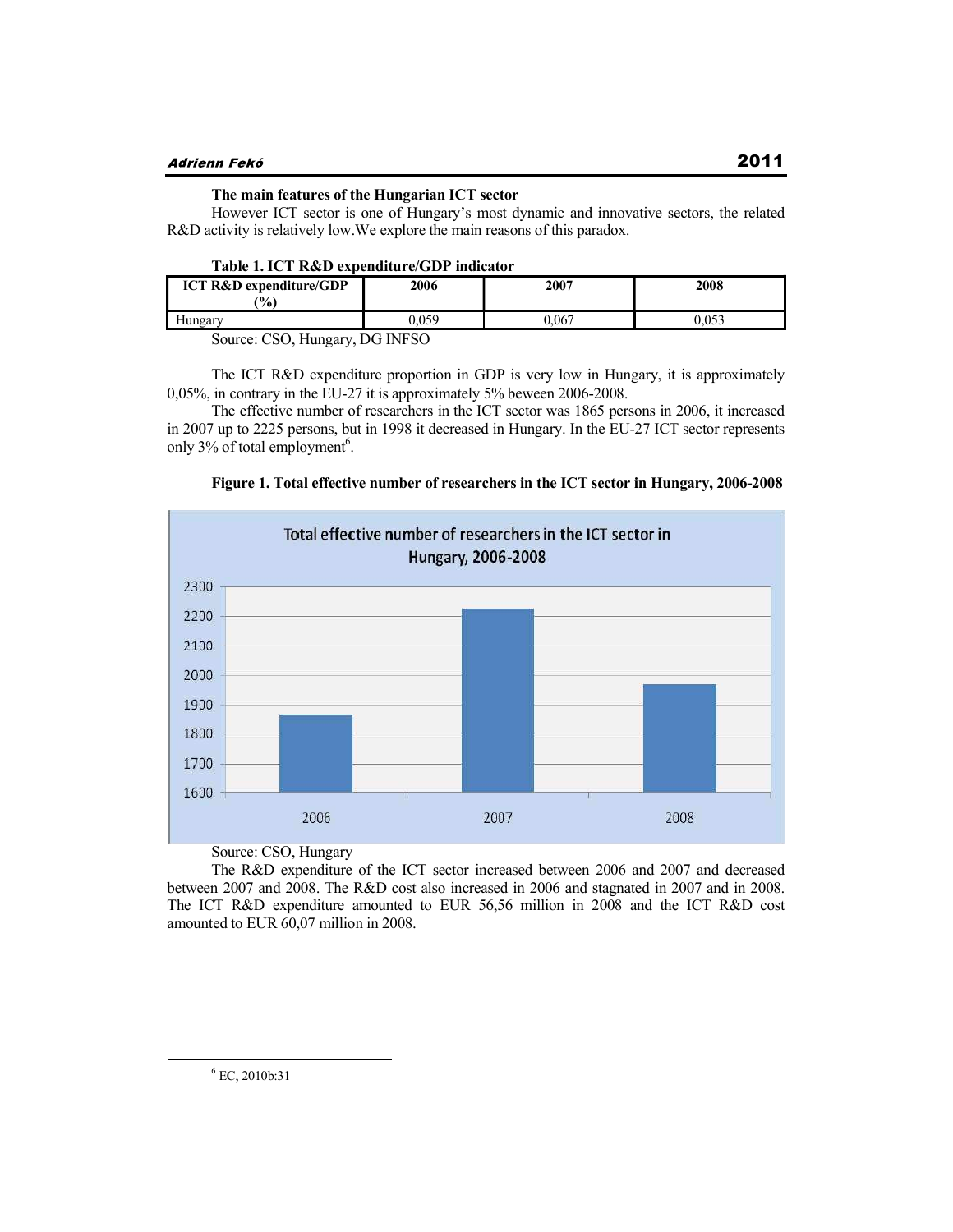**The main features of the Hungarian ICT sector**

However ICT sector is one of Hungary's most dynamic and innovative sectors, the related R&D activity is relatively low.We explore the main reasons of this paradox.

**Table 1. ICT R&D expenditure/GDP indicator**

| ICT R&D expenditure/GDP (%) | 2006 | 2007 | 2008 |
|---|---|---|---|
| Hungary | 0,059 | 0,067 | 0,053 |

Source: CSO, Hungary, DG INFSO

The ICT R&D expenditure proportion in GDP is very low in Hungary, it is approximately 0,05%, in contrary in the EU-27 it is approximately 5% beween 2006-2008.

The effective number of researchers in the ICT sector was 1865 persons in 2006, it increased in 2007 up to 2225 persons, but in 1998 it decreased in Hungary. In the EU-27 ICT sector represents only 3% of total employment[6].

**Figure 1. Total effective number of researchers in the ICT sector in Hungary, 2006-2008**

Source: CSO, Hungary

The R&D expenditure of the ICT sector increased between 2006 and 2007 and decreased between 2007 and 2008. The R&D cost also increased in 2006 and stagnated in 2007 and in 2008. The ICT R&D expenditure amounted to EUR 56,56 million in 2008 and the ICT R&D cost amounted to EUR 60,07 million in 2008.

[6] EC, 2010b:31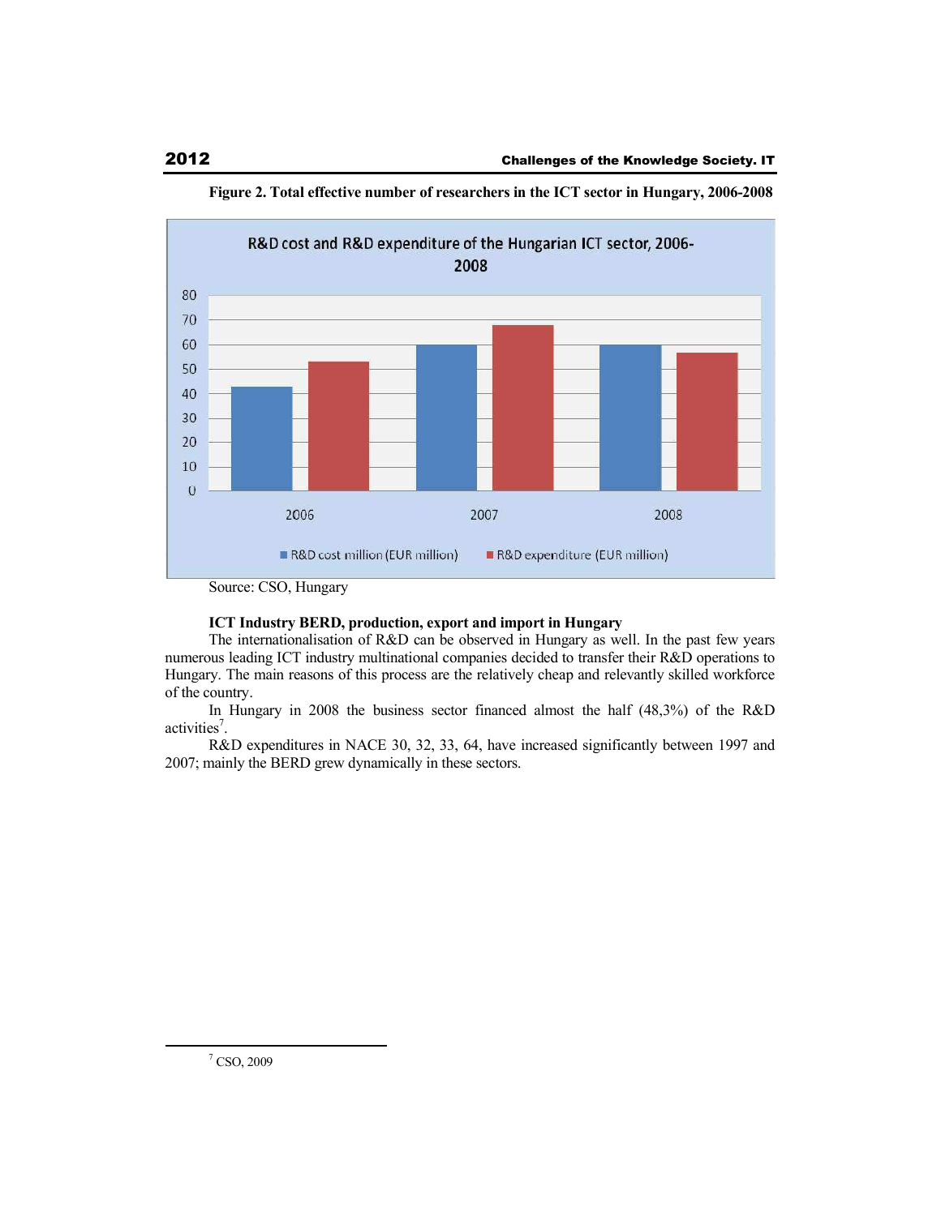**Figure 2. Total effective number of researchers in the ICT sector in Hungary, 2006-2008**

Source: CSO, Hungary

**ICT Industry BERD, production, export and import in Hungary**

The internationalisation of R&D can be observed in Hungary as well. In the past few years numerous leading ICT industry multinational companies decided to transfer their R&D operations to Hungary. The main reasons of this process are the relatively cheap and relevantly skilled workforce of the country.

In Hungary in 2008 the business sector financed almost the half (48,3%) of the R&D activities[7].

R&D expenditures in NACE 30, 32, 33, 64, have increased significantly between 1997 and 2007; mainly the BERD grew dynamically in these sectors.

---

[7] CSO, 2009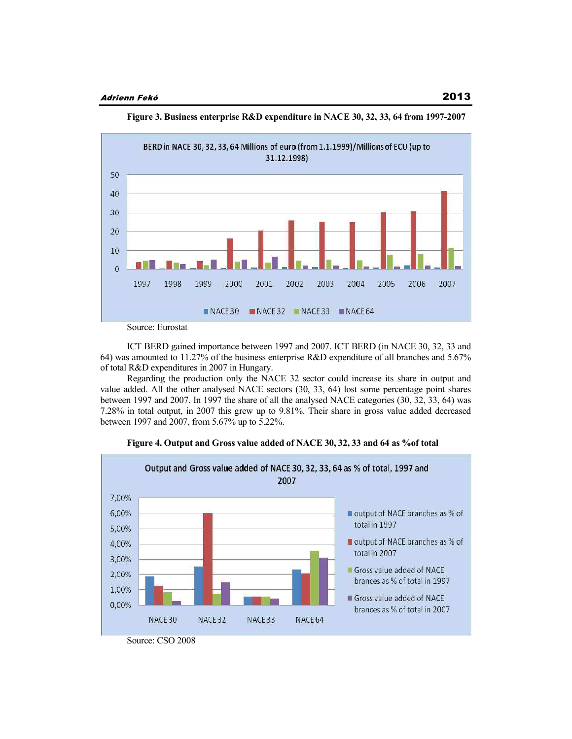**Figure 3. Business enterprise R&D expenditure in NACE 30, 32, 33, 64 from 1997-2007**

Source: Eurostat

ICT BERD gained importance between 1997 and 2007. ICT BERD (in NACE 30, 32, 33 and 64) was amounted to 11.27% of the business enterprise R&D expenditure of all branches and 5.67% of total R&D expenditures in 2007 in Hungary.

Regarding the production only the NACE 32 sector could increase its share in output and value added. All the other analysed NACE sectors (30, 33, 64) lost some percentage point shares between 1997 and 2007. In 1997 the share of all the analysed NACE categories (30, 32, 33, 64) was 7.28% in total output, in 2007 this grew up to 9.81%. Their share in gross value added decreased between 1997 and 2007, from 5.67% up to 5.22%.

**Figure 4. Output and Gross value added of NACE 30, 32, 33 and 64 as %of total**

Source: CSO 2008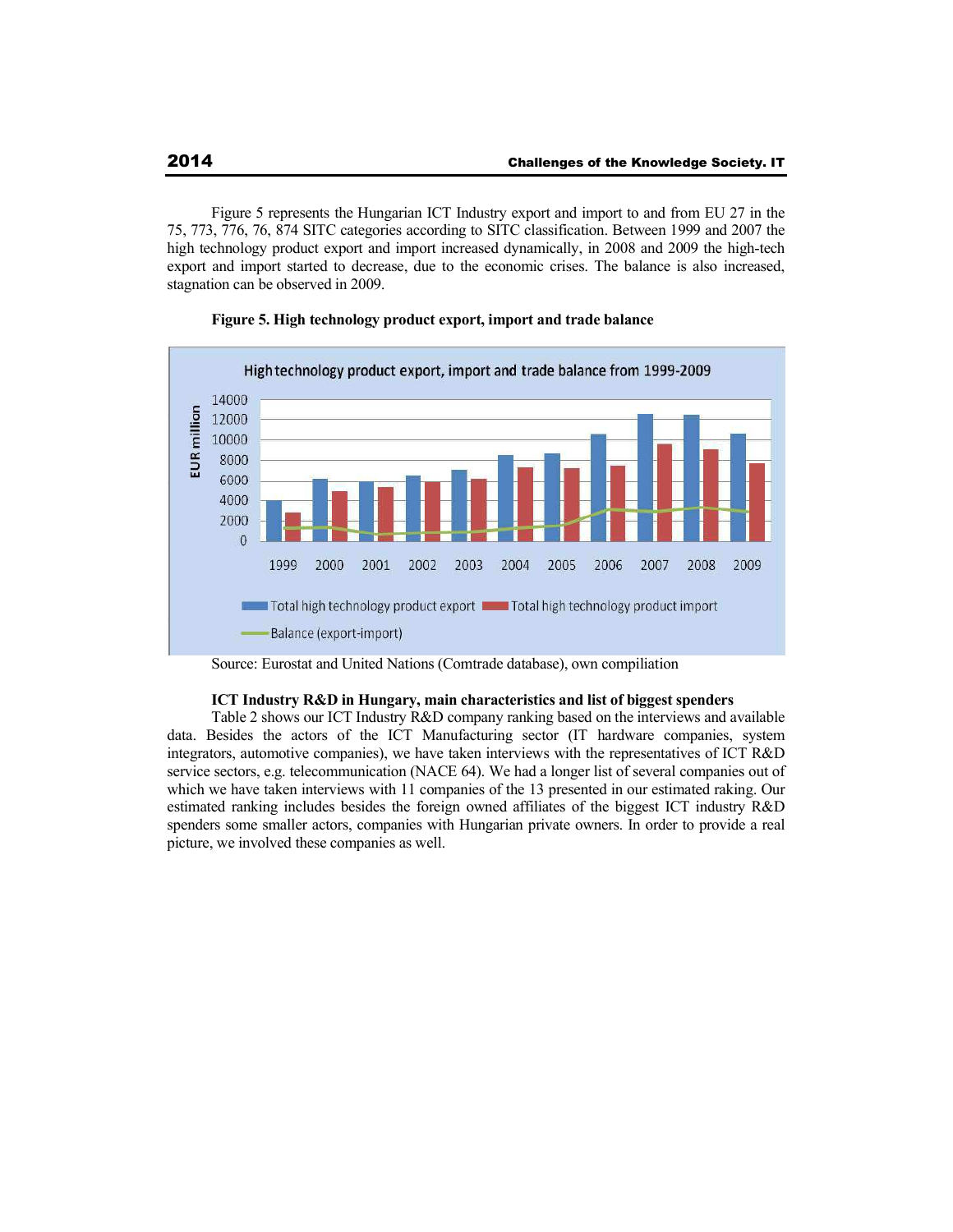Figure 5 represents the Hungarian ICT Industry export and import to and from EU 27 in the 75, 773, 776, 76, 874 SITC categories according to SITC classification. Between 1999 and 2007 the high technology product export and import increased dynamically, in 2008 and 2009 the high-tech export and import started to decrease, due to the economic crises. The balance is also increased, stagnation can be observed in 2009.

**Figure 5. High technology product export, import and trade balance**

Source: Eurostat and United Nations (Comtrade database), own compiliation

**ICT Industry R&D in Hungary, main characteristics and list of biggest spenders**

Table 2 shows our ICT Industry R&D company ranking based on the interviews and available data. Besides the actors of the ICT Manufacturing sector (IT hardware companies, system integrators, automotive companies), we have taken interviews with the representatives of ICT R&D service sectors, e.g. telecommunication (NACE 64). We had a longer list of several companies out of which we have taken interviews with 11 companies of the 13 presented in our estimated raking. Our estimated ranking includes besides the foreign owned affiliates of the biggest ICT industry R&D spenders some smaller actors, companies with Hungarian private owners. In order to provide a real picture, we involved these companies as well.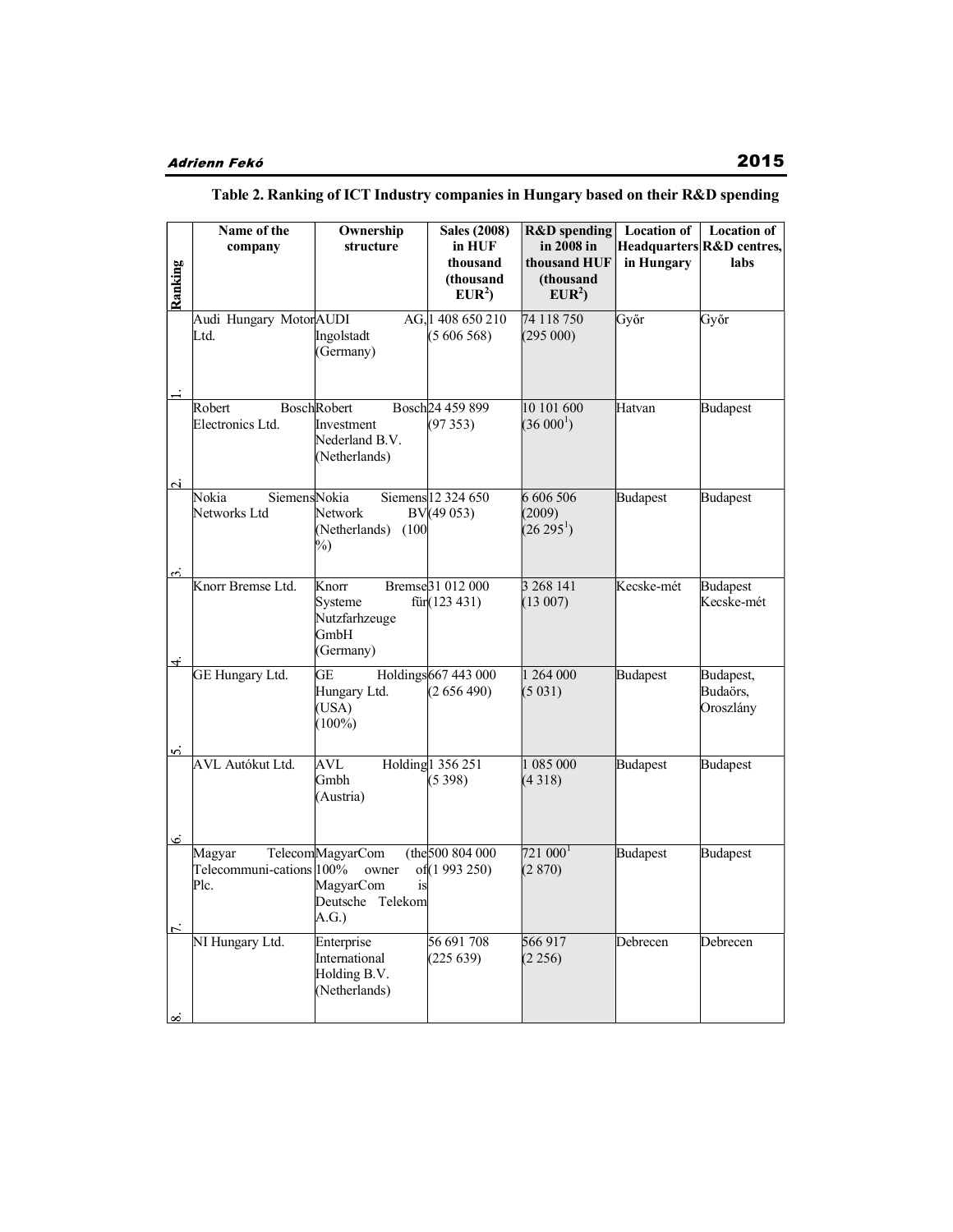**Table 2. Ranking of ICT Industry companies in Hungary based on their R&D spending**

| Ranking | Name of the company | Ownership structure | Sales (2008) in HUF thousand (thousand EUR[2]) | R&D spending in 2008 in thousand HUF (thousand EUR[2]) | Location of Headquarters in Hungary | Location of R&D centres, labs |
|---|---|---|---|---|---|---|
| 1. | Audi Hungary Motor Ltd. | AUDI AG, Ingolstadt (Germany) | 1 408 650 210 (5 606 568) | 74 118 750 (295 000) | Győr | Győr |
| 2. | Robert Bosch Electronics Ltd. | Robert Bosch Investment Nederland B.V. (Netherlands) | 24 459 899 (97 353) | 10 101 600 (36 000[1]) | Hatvan | Budapest |
| 3. | Nokia Siemens Networks Ltd | Nokia Siemens Network BV (Netherlands) (100 %) | 12 324 650 (49 053) | 6 606 506 (2009) (26 295[1]) | Budapest | Budapest |
| 4. | Knorr Bremse Ltd. | Knorr Bremse Systeme für Nutzfarhzeuge GmbH (Germany) | 31 012 000 (123 431) | 3 268 141 (13 007) | Kecske-mét | Budapest Kecske-mét |
| 5. | GE Hungary Ltd. | GE Holdings Hungary Ltd. (USA) (100%) | 667 443 000 (2 656 490) | 1 264 000 (5 031) | Budapest | Budapest, Budaörs, Oroszlány |
| 6. | AVL Autókut Ltd. | AVL Holding Gmbh (Austria) | 1 356 251 (5 398) | 1 085 000 (4 318) | Budapest | Budapest |
| 7. | Magyar Telecom Telecommuni-cations Plc. | MagyarCom (the 100% owner of MagyarCom is Deutsche Telekom A.G.) | 500 804 000 (1 993 250) | 721 000[1] (2 870) | Budapest | Budapest |
| 8. | NI Hungary Ltd. | Enterprise International Holding B.V. (Netherlands) | 56 691 708 (225 639) | 566 917 (2 256) | Debrecen | Debrecen |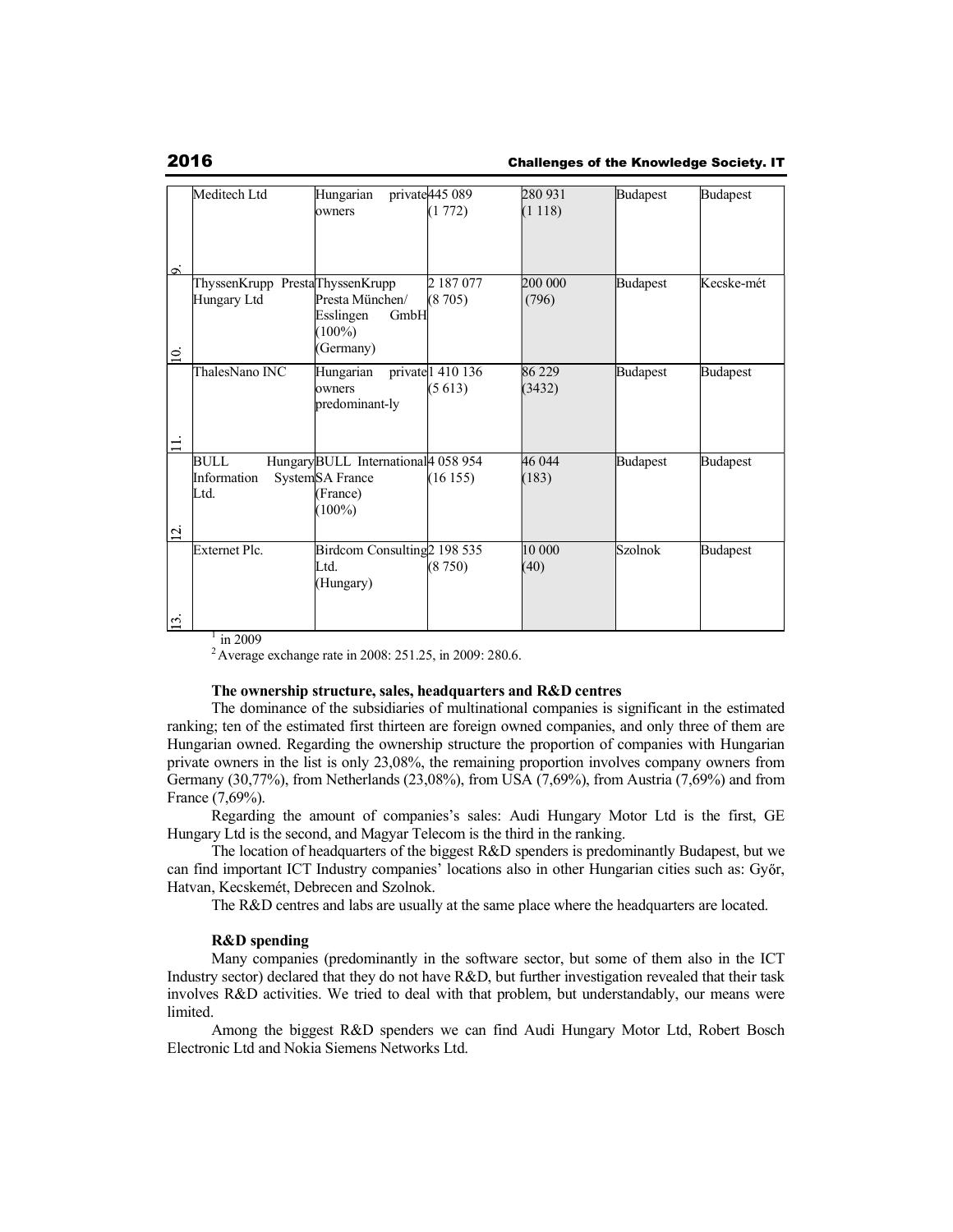| | | | | | | |
|---|---|---|---|---|---|---|
| 9. | Meditech Ltd | Hungarian private owners | 445 089 (1 772) | 280 931 (1 118) | Budapest | Budapest |
| 10. | ThyssenKrupp Presta Hungary Ltd | ThyssenKrupp Presta München/ Esslingen GmbH (100%) (Germany) | 2 187 077 (8 705) | 200 000 (796) | Budapest | Kecske-mét |
| 11. | ThalesNano INC | Hungarian private owners predominant-ly | 1 410 136 (5 613) | 86 229 (3432) | Budapest | Budapest |
| 12. | BULL Hungary Information System Ltd. | BULL International SA France (France) (100%) | 4 058 954 (16 155) | 46 044 (183) | Budapest | Budapest |
| 13. | Externet Plc. | Birdcom Consulting Ltd. (Hungary) | 2 198 535 (8 750) | 10 000 (40) | Szolnok | Budapest |

[1] in 2009

[2] Average exchange rate in 2008: 251.25, in 2009: 280.6.

**The ownership structure, sales, headquarters and R&D centres**

The dominance of the subsidiaries of multinational companies is significant in the estimated ranking; ten of the estimated first thirteen are foreign owned companies, and only three of them are Hungarian owned. Regarding the ownership structure the proportion of companies with Hungarian private owners in the list is only 23,08%, the remaining proportion involves company owners from Germany (30,77%), from Netherlands (23,08%), from USA (7,69%), from Austria (7,69%) and from France (7,69%).

Regarding the amount of companies's sales: Audi Hungary Motor Ltd is the first, GE Hungary Ltd is the second, and Magyar Telecom is the third in the ranking.

The location of headquarters of the biggest R&D spenders is predominantly Budapest, but we can find important ICT Industry companies' locations also in other Hungarian cities such as: Győr, Hatvan, Kecskemét, Debrecen and Szolnok.

The R&D centres and labs are usually at the same place where the headquarters are located.

**R&D spending**

Many companies (predominantly in the software sector, but some of them also in the ICT Industry sector) declared that they do not have R&D, but further investigation revealed that their task involves R&D activities. We tried to deal with that problem, but understandably, our means were limited.

Among the biggest R&D spenders we can find Audi Hungary Motor Ltd, Robert Bosch Electronic Ltd and Nokia Siemens Networks Ltd.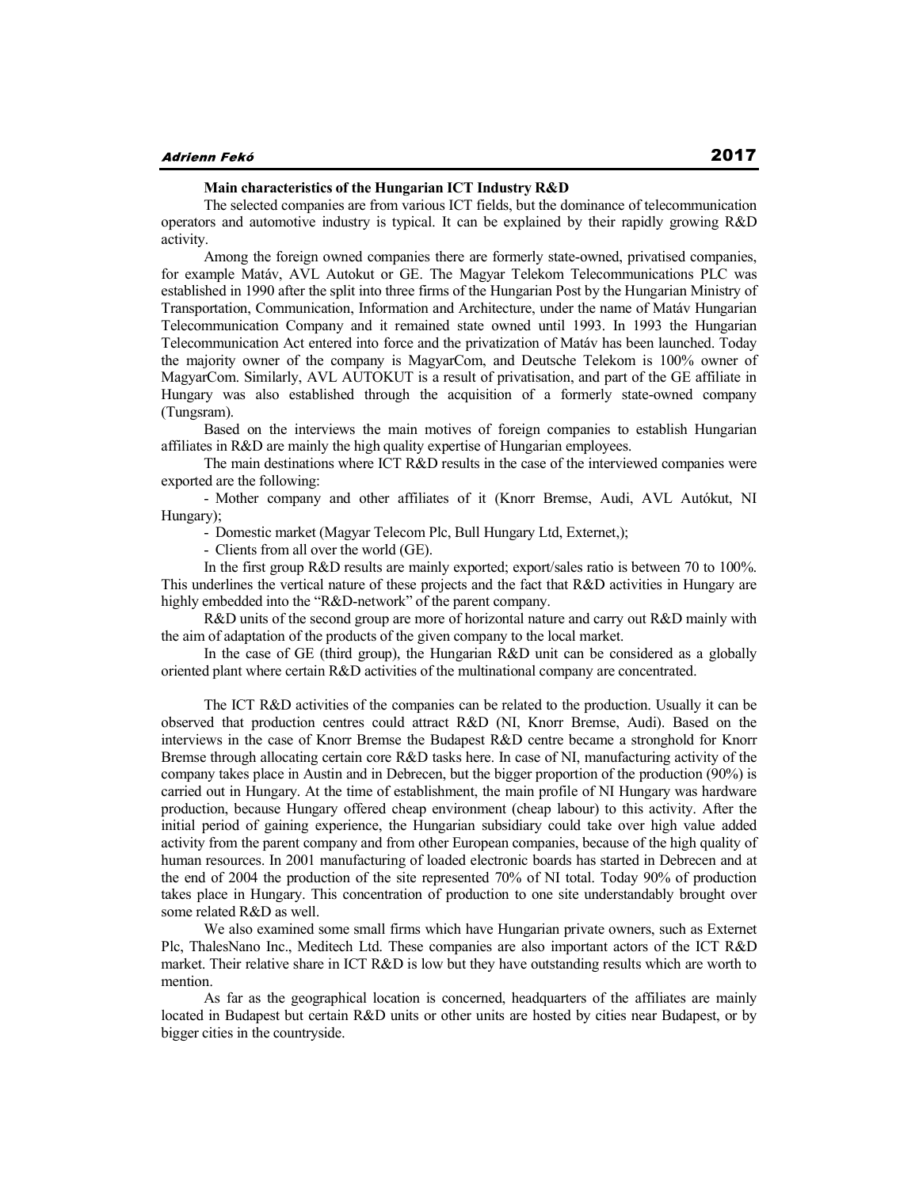**Main characteristics of the Hungarian ICT Industry R&D**

The selected companies are from various ICT fields, but the dominance of telecommunication operators and automotive industry is typical. It can be explained by their rapidly growing R&D activity.

Among the foreign owned companies there are formerly state-owned, privatised companies, for example Matáv, AVL Autokut or GE. The Magyar Telekom Telecommunications PLC was established in 1990 after the split into three firms of the Hungarian Post by the Hungarian Ministry of Transportation, Communication, Information and Architecture, under the name of Matáv Hungarian Telecommunication Company and it remained state owned until 1993. In 1993 the Hungarian Telecommunication Act entered into force and the privatization of Matáv has been launched. Today the majority owner of the company is MagyarCom, and Deutsche Telekom is 100% owner of MagyarCom. Similarly, AVL AUTOKUT is a result of privatisation, and part of the GE affiliate in Hungary was also established through the acquisition of a formerly state-owned company (Tungsram).

Based on the interviews the main motives of foreign companies to establish Hungarian affiliates in R&D are mainly the high quality expertise of Hungarian employees.

The main destinations where ICT R&D results in the case of the interviewed companies were exported are the following:

- Mother company and other affiliates of it (Knorr Bremse, Audi, AVL Autókut, NI Hungary);
- Domestic market (Magyar Telecom Plc, Bull Hungary Ltd, Externet,);
- Clients from all over the world (GE).

In the first group R&D results are mainly exported; export/sales ratio is between 70 to 100%. This underlines the vertical nature of these projects and the fact that R&D activities in Hungary are highly embedded into the "R&D-network" of the parent company.

R&D units of the second group are more of horizontal nature and carry out R&D mainly with the aim of adaptation of the products of the given company to the local market.

In the case of GE (third group), the Hungarian R&D unit can be considered as a globally oriented plant where certain R&D activities of the multinational company are concentrated.

The ICT R&D activities of the companies can be related to the production. Usually it can be observed that production centres could attract R&D (NI, Knorr Bremse, Audi). Based on the interviews in the case of Knorr Bremse the Budapest R&D centre became a stronghold for Knorr Bremse through allocating certain core R&D tasks here. In case of NI, manufacturing activity of the company takes place in Austin and in Debrecen, but the bigger proportion of the production (90%) is carried out in Hungary. At the time of establishment, the main profile of NI Hungary was hardware production, because Hungary offered cheap environment (cheap labour) to this activity. After the initial period of gaining experience, the Hungarian subsidiary could take over high value added activity from the parent company and from other European companies, because of the high quality of human resources. In 2001 manufacturing of loaded electronic boards has started in Debrecen and at the end of 2004 the production of the site represented 70% of NI total. Today 90% of production takes place in Hungary. This concentration of production to one site understandably brought over some related R&D as well.

We also examined some small firms which have Hungarian private owners, such as Externet Plc, ThalesNano Inc., Meditech Ltd. These companies are also important actors of the ICT R&D market. Their relative share in ICT R&D is low but they have outstanding results which are worth to mention.

As far as the geographical location is concerned, headquarters of the affiliates are mainly located in Budapest but certain R&D units or other units are hosted by cities near Budapest, or by bigger cities in the countryside.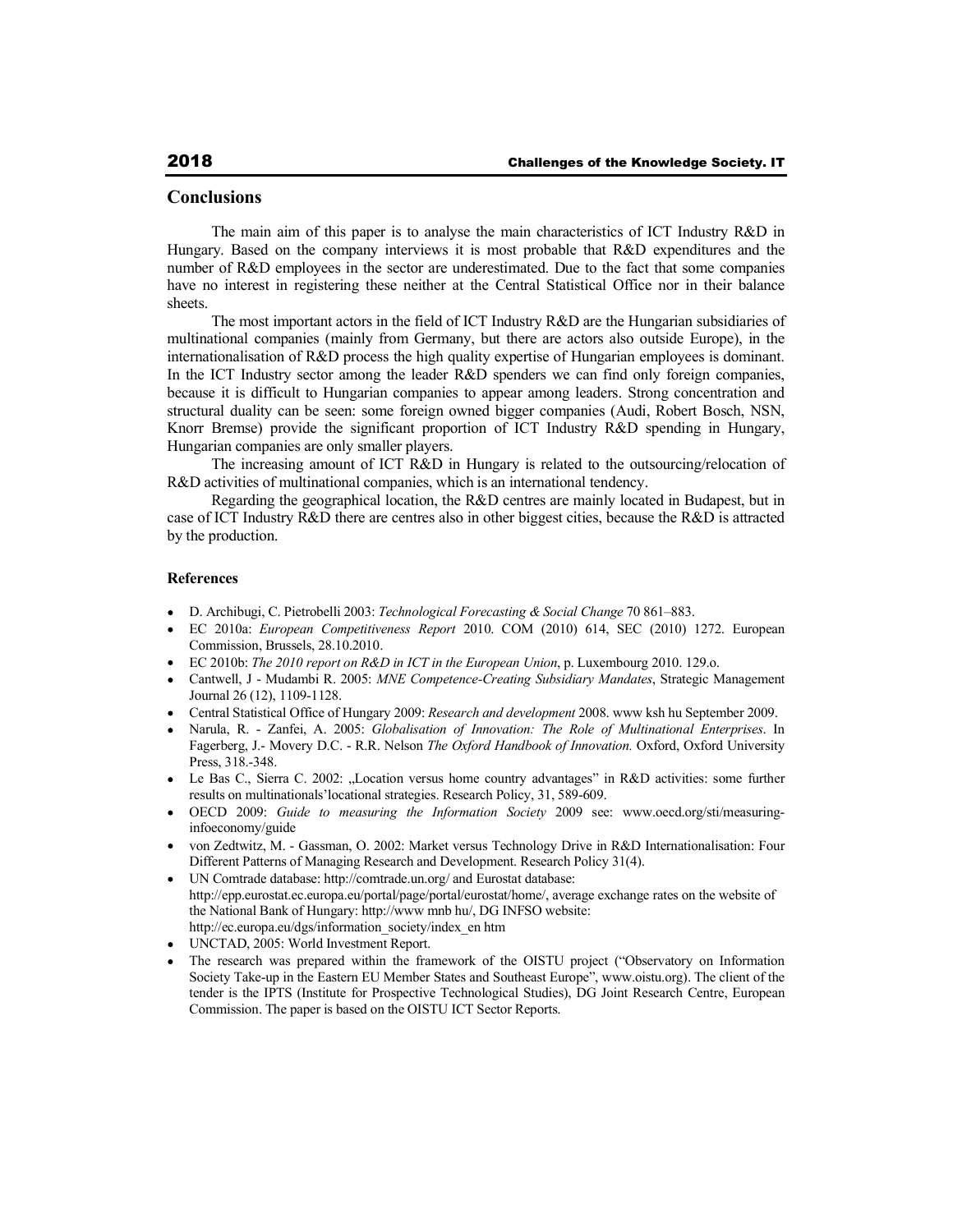## Conclusions

The main aim of this paper is to analyse the main characteristics of ICT Industry R&D in Hungary. Based on the company interviews it is most probable that R&D expenditures and the number of R&D employees in the sector are underestimated. Due to the fact that some companies have no interest in registering these neither at the Central Statistical Office nor in their balance sheets.

The most important actors in the field of ICT Industry R&D are the Hungarian subsidiaries of multinational companies (mainly from Germany, but there are actors also outside Europe), in the internationalisation of R&D process the high quality expertise of Hungarian employees is dominant. In the ICT Industry sector among the leader R&D spenders we can find only foreign companies, because it is difficult to Hungarian companies to appear among leaders. Strong concentration and structural duality can be seen: some foreign owned bigger companies (Audi, Robert Bosch, NSN, Knorr Bremse) provide the significant proportion of ICT Industry R&D spending in Hungary, Hungarian companies are only smaller players.

The increasing amount of ICT R&D in Hungary is related to the outsourcing/relocation of R&D activities of multinational companies, which is an international tendency.

Regarding the geographical location, the R&D centres are mainly located in Budapest, but in case of ICT Industry R&D there are centres also in other biggest cities, because the R&D is attracted by the production.

### References

- D. Archibugi, C. Pietrobelli 2003: *Technological Forecasting & Social Change* 70 861–883.
- EC 2010a: *European Competitiveness Report* 2010. COM (2010) 614, SEC (2010) 1272. European Commission, Brussels, 28.10.2010.
- EC 2010b: *The 2010 report on R&D in ICT in the European Union*, p. Luxembourg 2010. 129.o.
- Cantwell, J - Mudambi R. 2005: *MNE Competence-Creating Subsidiary Mandates*, Strategic Management Journal 26 (12), 1109-1128.
- Central Statistical Office of Hungary 2009: *Research and development* 2008. www ksh hu September 2009.
- Narula, R. - Zanfei, A. 2005: *Globalisation of Innovation: The Role of Multinational Enterprises*. In Fagerberg, J.- Movery D.C. - R.R. Nelson *The Oxford Handbook of Innovation.* Oxford, Oxford University Press, 318.-348.
- Le Bas C., Sierra C. 2002: „Location versus home country advantages" in R&D activities: some further results on multinationals'locational strategies. Research Policy, 31, 589-609.
- OECD 2009: *Guide to measuring the Information Society* 2009 see: www.oecd.org/sti/measuring-infoeconomy/guide
- von Zedtwitz, M. - Gassman, O. 2002: Market versus Technology Drive in R&D Internationalisation: Four Different Patterns of Managing Research and Development. Research Policy 31(4).
- UN Comtrade database: http://comtrade.un.org/ and Eurostat database: http://epp.eurostat.ec.europa.eu/portal/page/portal/eurostat/home/, average exchange rates on the website of the National Bank of Hungary: http://www mnb hu/, DG INFSO website: http://ec.europa.eu/dgs/information_society/index_en htm
- UNCTAD, 2005: World Investment Report.
- The research was prepared within the framework of the OISTU project ("Observatory on Information Society Take-up in the Eastern EU Member States and Southeast Europe", www.oistu.org). The client of the tender is the IPTS (Institute for Prospective Technological Studies), DG Joint Research Centre, European Commission. The paper is based on the OISTU ICT Sector Reports.